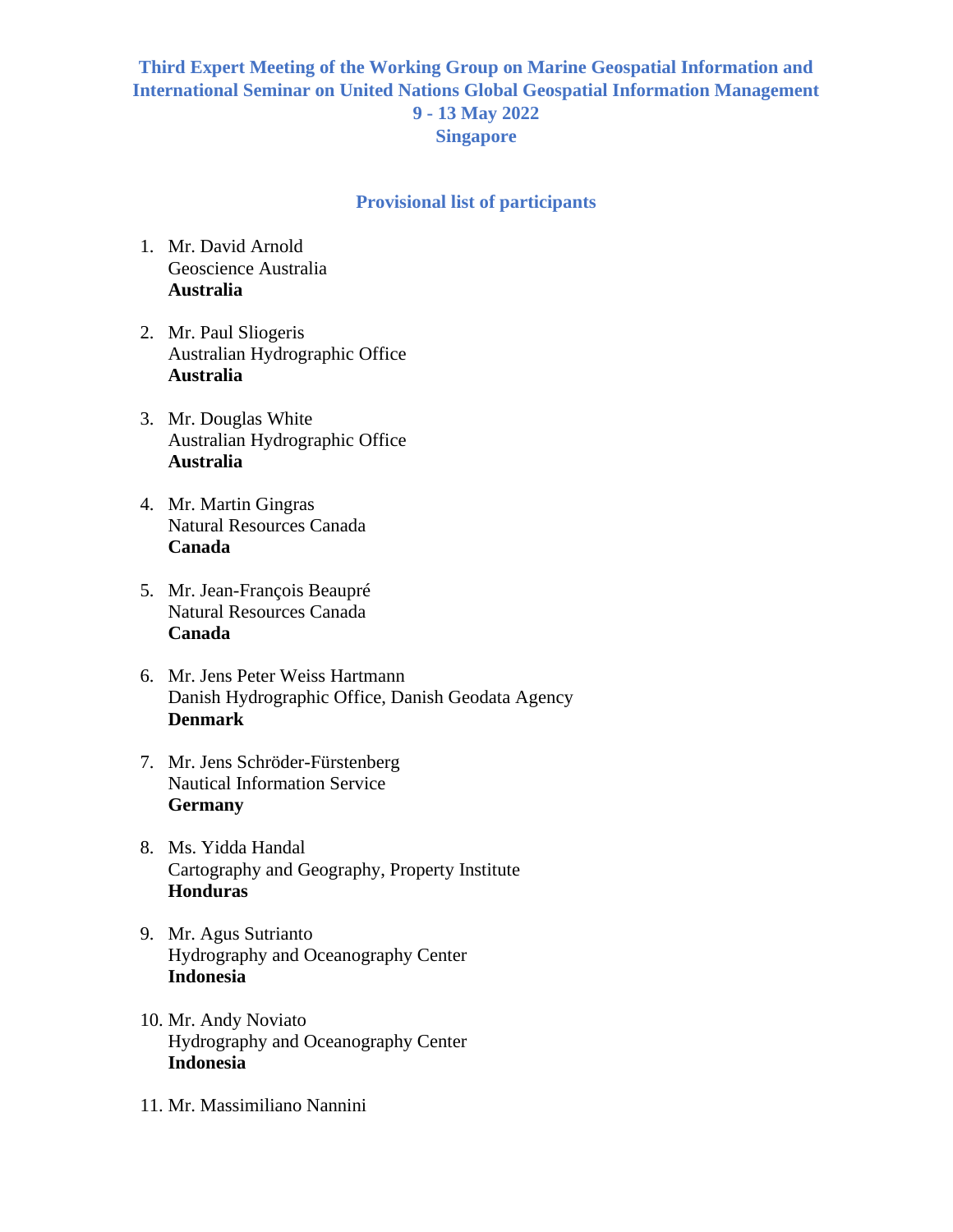# Third Expert Meeting of the Working Group on Marine Geospatial Information and International Seminar on United Nations Global Geospatial Information Management
## 9 - 13 May 2022
## Singapore

### Provisional list of participants

1. Mr. David Arnold
   Geoscience Australia
   **Australia**

2. Mr. Paul Sliogeris
   Australian Hydrographic Office
   **Australia**

3. Mr. Douglas White
   Australian Hydrographic Office
   **Australia**

4. Mr. Martin Gingras
   Natural Resources Canada
   **Canada**

5. Mr. Jean-François Beaupré
   Natural Resources Canada
   **Canada**

6. Mr. Jens Peter Weiss Hartmann
   Danish Hydrographic Office, Danish Geodata Agency
   **Denmark**

7. Mr. Jens Schröder-Fürstenberg
   Nautical Information Service
   **Germany**

8. Ms. Yidda Handal
   Cartography and Geography, Property Institute
   **Honduras**

9. Mr. Agus Sutrianto
   Hydrography and Oceanography Center
   **Indonesia**

10. Mr. Andy Noviato
    Hydrography and Oceanography Center
    **Indonesia**

11. Mr. Massimiliano Nannini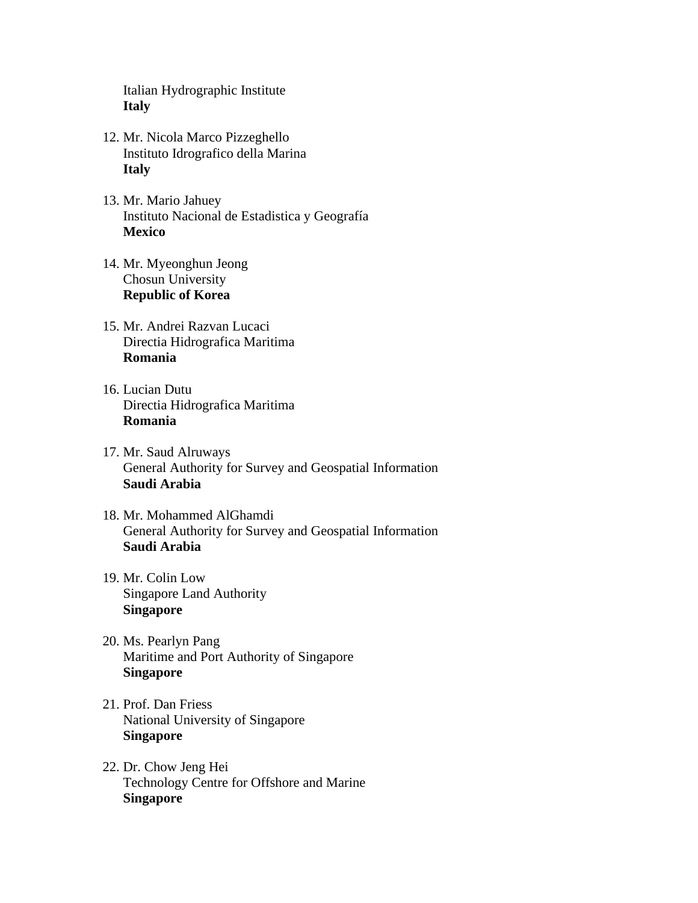Italian Hydrographic Institute
**Italy**

12. Mr. Nicola Marco Pizzeghello
    Instituto Idrografico della Marina
    **Italy**

13. Mr. Mario Jahuey
    Instituto Nacional de Estadistica y Geografía
    **Mexico**

14. Mr. Myeonghun Jeong
    Chosun University
    **Republic of Korea**

15. Mr. Andrei Razvan Lucaci
    Directia Hidrografica Maritima
    **Romania**

16. Lucian Dutu
    Directia Hidrografica Maritima
    **Romania**

17. Mr. Saud Alruways
    General Authority for Survey and Geospatial Information
    **Saudi Arabia**

18. Mr. Mohammed AlGhamdi
    General Authority for Survey and Geospatial Information
    **Saudi Arabia**

19. Mr. Colin Low
    Singapore Land Authority
    **Singapore**

20. Ms. Pearlyn Pang
    Maritime and Port Authority of Singapore
    **Singapore**

21. Prof. Dan Friess
    National University of Singapore
    **Singapore**

22. Dr. Chow Jeng Hei
    Technology Centre for Offshore and Marine
    **Singapore**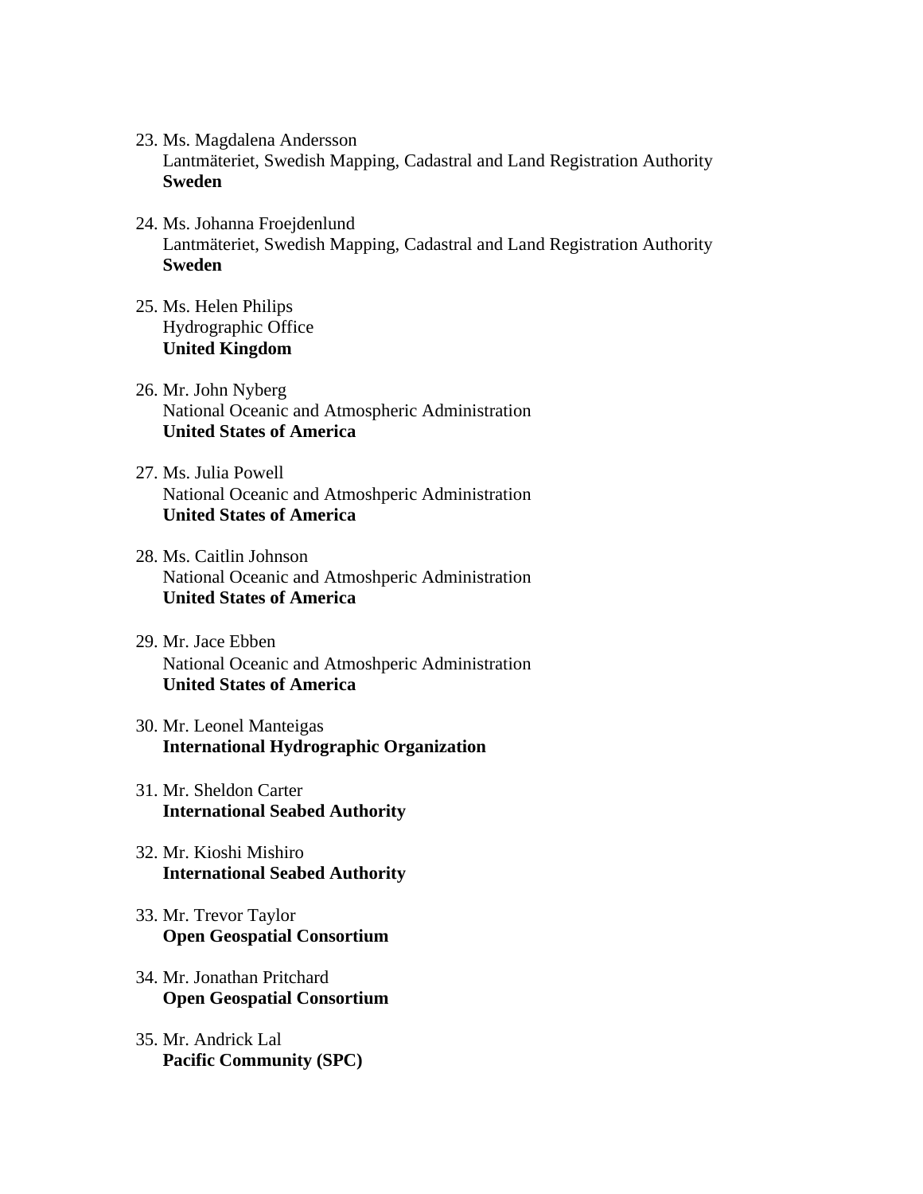23. Ms. Magdalena Andersson
    Lantmäteriet, Swedish Mapping, Cadastral and Land Registration Authority
    **Sweden**

24. Ms. Johanna Froejdenlund
    Lantmäteriet, Swedish Mapping, Cadastral and Land Registration Authority
    **Sweden**

25. Ms. Helen Philips
    Hydrographic Office
    **United Kingdom**

26. Mr. John Nyberg
    National Oceanic and Atmospheric Administration
    **United States of America**

27. Ms. Julia Powell
    National Oceanic and Atmoshperic Administration
    **United States of America**

28. Ms. Caitlin Johnson
    National Oceanic and Atmoshperic Administration
    **United States of America**

29. Mr. Jace Ebben
    National Oceanic and Atmoshperic Administration
    **United States of America**

30. Mr. Leonel Manteigas
    **International Hydrographic Organization**

31. Mr. Sheldon Carter
    **International Seabed Authority**

32. Mr. Kioshi Mishiro
    **International Seabed Authority**

33. Mr. Trevor Taylor
    **Open Geospatial Consortium**

34. Mr. Jonathan Pritchard
    **Open Geospatial Consortium**

35. Mr. Andrick Lal
    **Pacific Community (SPC)**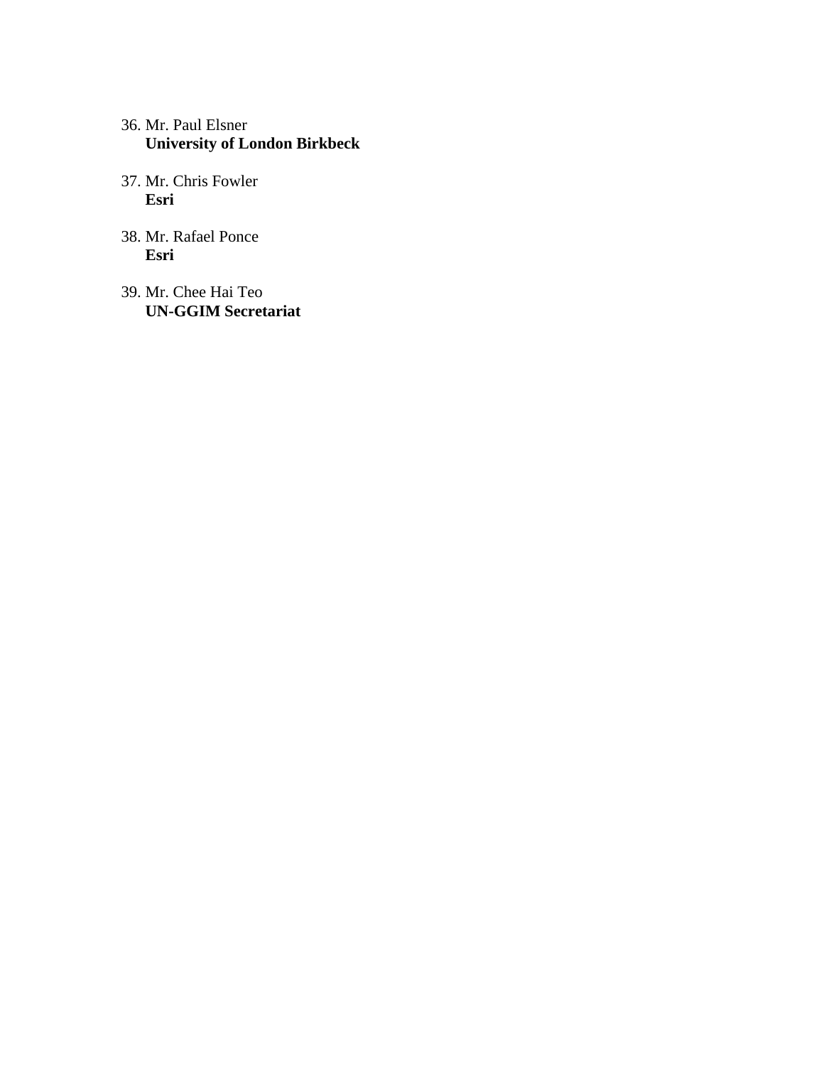36. Mr. Paul Elsner
    **University of London Birkbeck**

37. Mr. Chris Fowler
    **Esri**

38. Mr. Rafael Ponce
    **Esri**

39. Mr. Chee Hai Teo
    **UN-GGIM Secretariat**